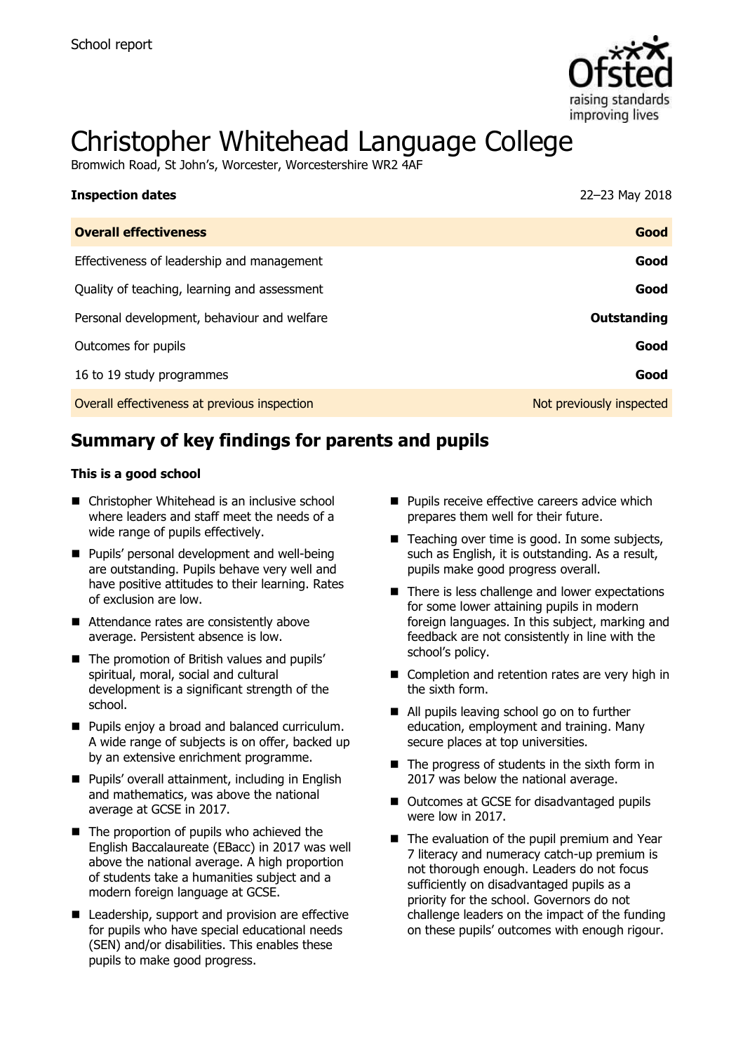School report

# Christopher Whitehead Language College

Bromwich Road, St John's, Worcester, Worcestershire WR2 4AF

| **Inspection dates** | 22–23 May 2018 |
| --- | --- |
| **Overall effectiveness** | **Good** |
| Effectiveness of leadership and management | **Good** |
| Quality of teaching, learning and assessment | **Good** |
| Personal development, behaviour and welfare | **Outstanding** |
| Outcomes for pupils | **Good** |
| 16 to 19 study programmes | **Good** |
| Overall effectiveness at previous inspection | Not previously inspected |

## Summary of key findings for parents and pupils

**This is a good school**

- Christopher Whitehead is an inclusive school where leaders and staff meet the needs of a wide range of pupils effectively.
- Pupils' personal development and well-being are outstanding. Pupils behave very well and have positive attitudes to their learning. Rates of exclusion are low.
- Attendance rates are consistently above average. Persistent absence is low.
- The promotion of British values and pupils' spiritual, moral, social and cultural development is a significant strength of the school.
- Pupils enjoy a broad and balanced curriculum. A wide range of subjects is on offer, backed up by an extensive enrichment programme.
- Pupils' overall attainment, including in English and mathematics, was above the national average at GCSE in 2017.
- The proportion of pupils who achieved the English Baccalaureate (EBacc) in 2017 was well above the national average. A high proportion of students take a humanities subject and a modern foreign language at GCSE.
- Leadership, support and provision are effective for pupils who have special educational needs (SEN) and/or disabilities. This enables these pupils to make good progress.
- Pupils receive effective careers advice which prepares them well for their future.
- Teaching over time is good. In some subjects, such as English, it is outstanding. As a result, pupils make good progress overall.
- There is less challenge and lower expectations for some lower attaining pupils in modern foreign languages. In this subject, marking and feedback are not consistently in line with the school's policy.
- Completion and retention rates are very high in the sixth form.
- All pupils leaving school go on to further education, employment and training. Many secure places at top universities.
- The progress of students in the sixth form in 2017 was below the national average.
- Outcomes at GCSE for disadvantaged pupils were low in 2017.
- The evaluation of the pupil premium and Year 7 literacy and numeracy catch-up premium is not thorough enough. Leaders do not focus sufficiently on disadvantaged pupils as a priority for the school. Governors do not challenge leaders on the impact of the funding on these pupils' outcomes with enough rigour.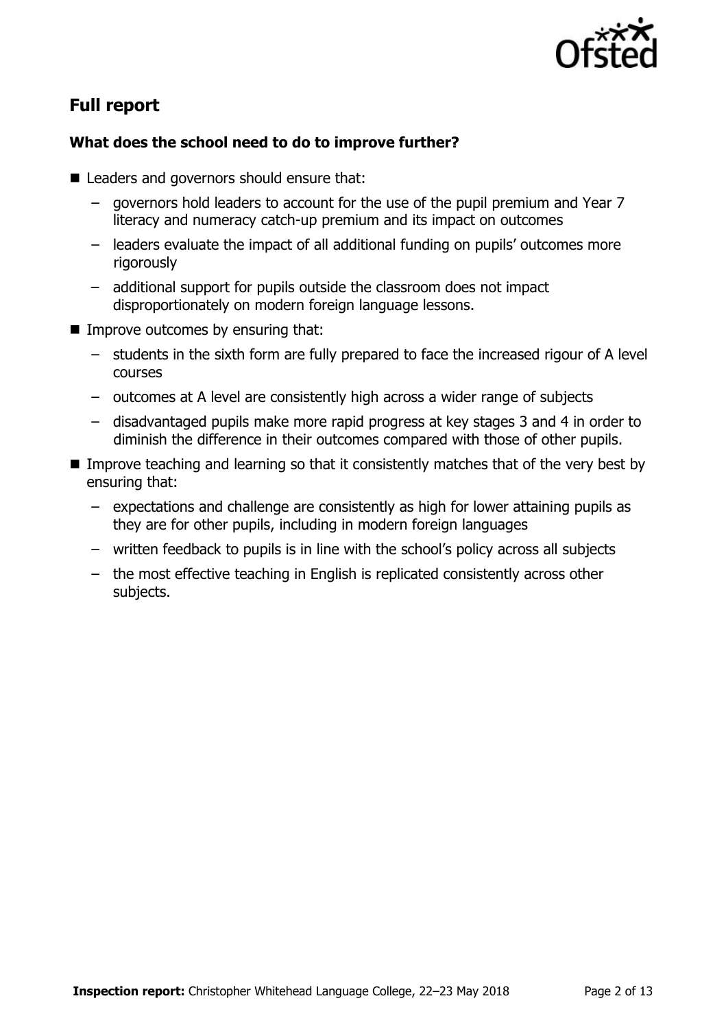## Full report

### What does the school need to do to improve further?

- Leaders and governors should ensure that:
  - governors hold leaders to account for the use of the pupil premium and Year 7 literacy and numeracy catch-up premium and its impact on outcomes
  - leaders evaluate the impact of all additional funding on pupils' outcomes more rigorously
  - additional support for pupils outside the classroom does not impact disproportionately on modern foreign language lessons.
- Improve outcomes by ensuring that:
  - students in the sixth form are fully prepared to face the increased rigour of A level courses
  - outcomes at A level are consistently high across a wider range of subjects
  - disadvantaged pupils make more rapid progress at key stages 3 and 4 in order to diminish the difference in their outcomes compared with those of other pupils.
- Improve teaching and learning so that it consistently matches that of the very best by ensuring that:
  - expectations and challenge are consistently as high for lower attaining pupils as they are for other pupils, including in modern foreign languages
  - written feedback to pupils is in line with the school's policy across all subjects
  - the most effective teaching in English is replicated consistently across other subjects.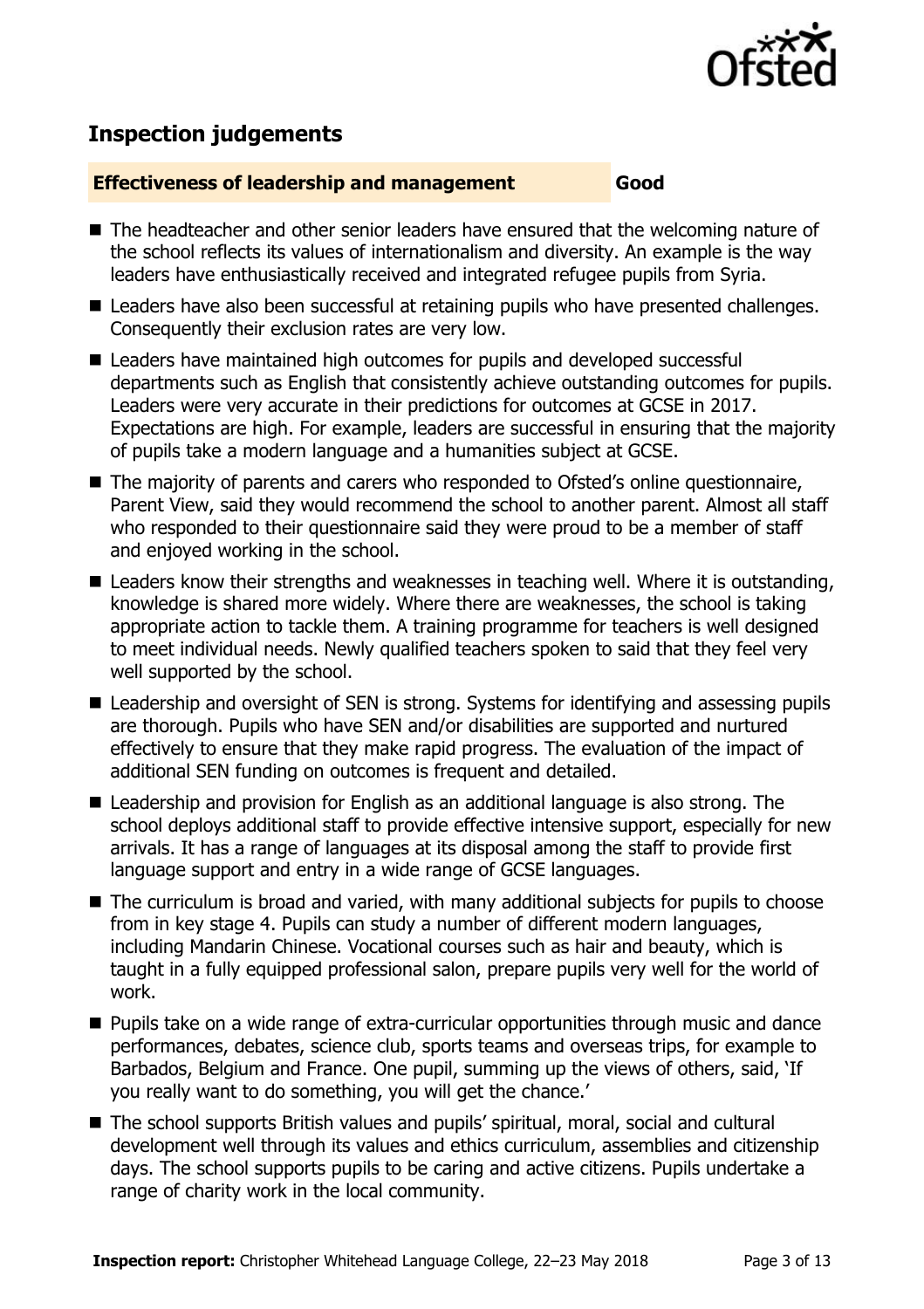## Inspection judgements

**Effectiveness of leadership and management** **Good**

- The headteacher and other senior leaders have ensured that the welcoming nature of the school reflects its values of internationalism and diversity. An example is the way leaders have enthusiastically received and integrated refugee pupils from Syria.
- Leaders have also been successful at retaining pupils who have presented challenges. Consequently their exclusion rates are very low.
- Leaders have maintained high outcomes for pupils and developed successful departments such as English that consistently achieve outstanding outcomes for pupils. Leaders were very accurate in their predictions for outcomes at GCSE in 2017. Expectations are high. For example, leaders are successful in ensuring that the majority of pupils take a modern language and a humanities subject at GCSE.
- The majority of parents and carers who responded to Ofsted's online questionnaire, Parent View, said they would recommend the school to another parent. Almost all staff who responded to their questionnaire said they were proud to be a member of staff and enjoyed working in the school.
- Leaders know their strengths and weaknesses in teaching well. Where it is outstanding, knowledge is shared more widely. Where there are weaknesses, the school is taking appropriate action to tackle them. A training programme for teachers is well designed to meet individual needs. Newly qualified teachers spoken to said that they feel very well supported by the school.
- Leadership and oversight of SEN is strong. Systems for identifying and assessing pupils are thorough. Pupils who have SEN and/or disabilities are supported and nurtured effectively to ensure that they make rapid progress. The evaluation of the impact of additional SEN funding on outcomes is frequent and detailed.
- Leadership and provision for English as an additional language is also strong. The school deploys additional staff to provide effective intensive support, especially for new arrivals. It has a range of languages at its disposal among the staff to provide first language support and entry in a wide range of GCSE languages.
- The curriculum is broad and varied, with many additional subjects for pupils to choose from in key stage 4. Pupils can study a number of different modern languages, including Mandarin Chinese. Vocational courses such as hair and beauty, which is taught in a fully equipped professional salon, prepare pupils very well for the world of work.
- Pupils take on a wide range of extra-curricular opportunities through music and dance performances, debates, science club, sports teams and overseas trips, for example to Barbados, Belgium and France. One pupil, summing up the views of others, said, 'If you really want to do something, you will get the chance.'
- The school supports British values and pupils' spiritual, moral, social and cultural development well through its values and ethics curriculum, assemblies and citizenship days. The school supports pupils to be caring and active citizens. Pupils undertake a range of charity work in the local community.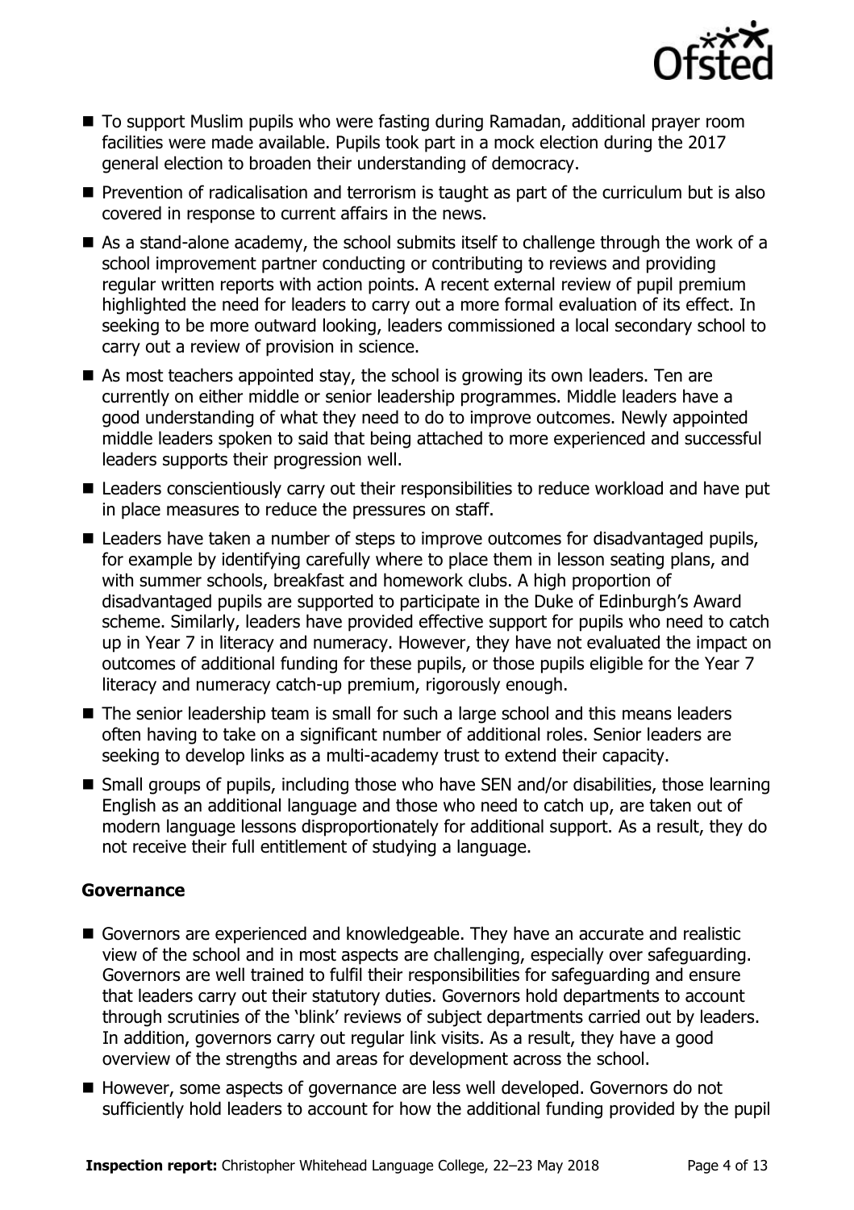- To support Muslim pupils who were fasting during Ramadan, additional prayer room facilities were made available. Pupils took part in a mock election during the 2017 general election to broaden their understanding of democracy.
- Prevention of radicalisation and terrorism is taught as part of the curriculum but is also covered in response to current affairs in the news.
- As a stand-alone academy, the school submits itself to challenge through the work of a school improvement partner conducting or contributing to reviews and providing regular written reports with action points. A recent external review of pupil premium highlighted the need for leaders to carry out a more formal evaluation of its effect. In seeking to be more outward looking, leaders commissioned a local secondary school to carry out a review of provision in science.
- As most teachers appointed stay, the school is growing its own leaders. Ten are currently on either middle or senior leadership programmes. Middle leaders have a good understanding of what they need to do to improve outcomes. Newly appointed middle leaders spoken to said that being attached to more experienced and successful leaders supports their progression well.
- Leaders conscientiously carry out their responsibilities to reduce workload and have put in place measures to reduce the pressures on staff.
- Leaders have taken a number of steps to improve outcomes for disadvantaged pupils, for example by identifying carefully where to place them in lesson seating plans, and with summer schools, breakfast and homework clubs. A high proportion of disadvantaged pupils are supported to participate in the Duke of Edinburgh's Award scheme. Similarly, leaders have provided effective support for pupils who need to catch up in Year 7 in literacy and numeracy. However, they have not evaluated the impact on outcomes of additional funding for these pupils, or those pupils eligible for the Year 7 literacy and numeracy catch-up premium, rigorously enough.
- The senior leadership team is small for such a large school and this means leaders often having to take on a significant number of additional roles. Senior leaders are seeking to develop links as a multi-academy trust to extend their capacity.
- Small groups of pupils, including those who have SEN and/or disabilities, those learning English as an additional language and those who need to catch up, are taken out of modern language lessons disproportionately for additional support. As a result, they do not receive their full entitlement of studying a language.

### Governance

- Governors are experienced and knowledgeable. They have an accurate and realistic view of the school and in most aspects are challenging, especially over safeguarding. Governors are well trained to fulfil their responsibilities for safeguarding and ensure that leaders carry out their statutory duties. Governors hold departments to account through scrutinies of the 'blink' reviews of subject departments carried out by leaders. In addition, governors carry out regular link visits. As a result, they have a good overview of the strengths and areas for development across the school.
- However, some aspects of governance are less well developed. Governors do not sufficiently hold leaders to account for how the additional funding provided by the pupil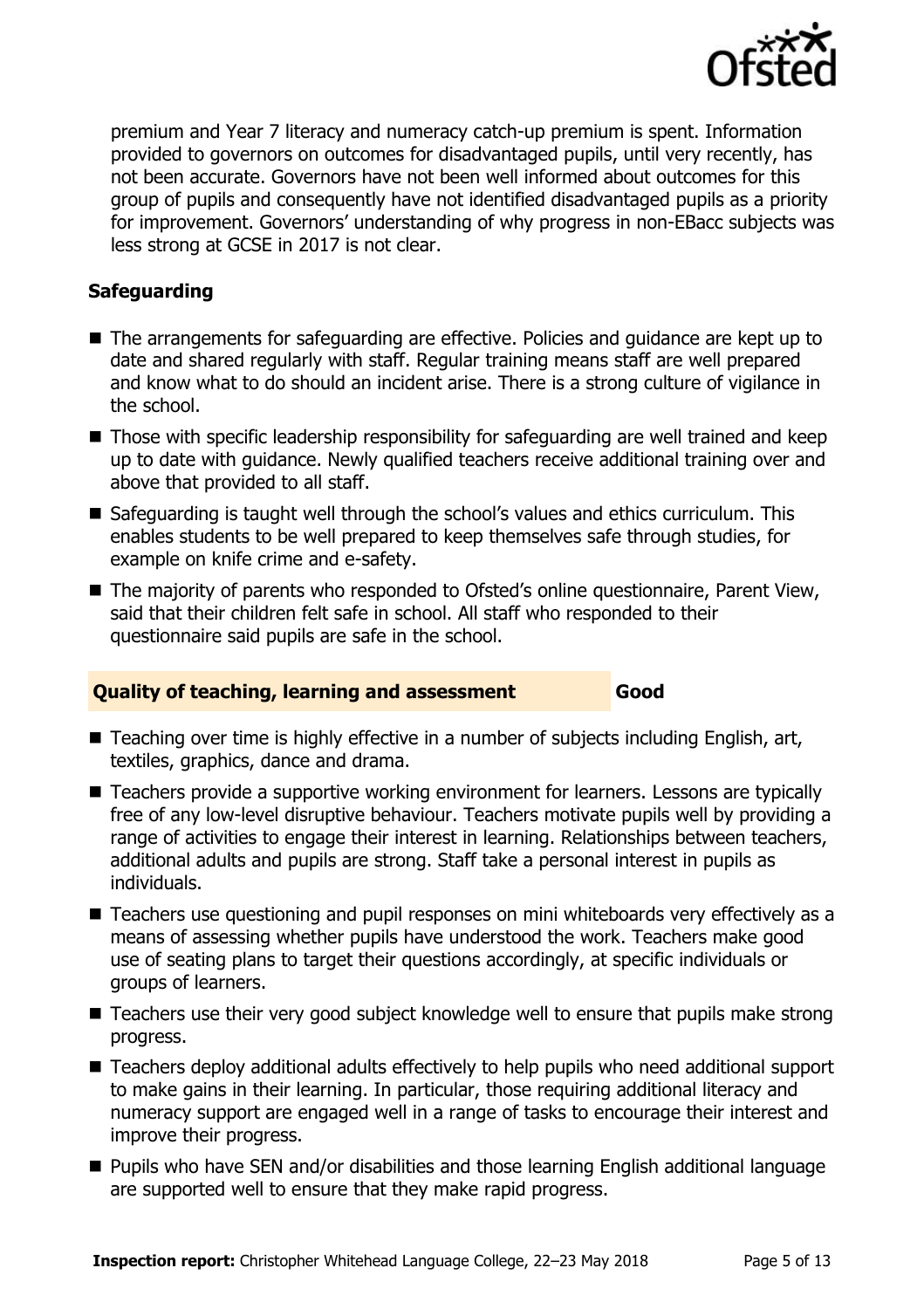premium and Year 7 literacy and numeracy catch-up premium is spent. Information provided to governors on outcomes for disadvantaged pupils, until very recently, has not been accurate. Governors have not been well informed about outcomes for this group of pupils and consequently have not identified disadvantaged pupils as a priority for improvement. Governors' understanding of why progress in non-EBacc subjects was less strong at GCSE in 2017 is not clear.

### Safeguarding

- The arrangements for safeguarding are effective. Policies and guidance are kept up to date and shared regularly with staff. Regular training means staff are well prepared and know what to do should an incident arise. There is a strong culture of vigilance in the school.
- Those with specific leadership responsibility for safeguarding are well trained and keep up to date with guidance. Newly qualified teachers receive additional training over and above that provided to all staff.
- Safeguarding is taught well through the school's values and ethics curriculum. This enables students to be well prepared to keep themselves safe through studies, for example on knife crime and e-safety.
- The majority of parents who responded to Ofsted's online questionnaire, Parent View, said that their children felt safe in school. All staff who responded to their questionnaire said pupils are safe in the school.

## Quality of teaching, learning and assessment — Good

- Teaching over time is highly effective in a number of subjects including English, art, textiles, graphics, dance and drama.
- Teachers provide a supportive working environment for learners. Lessons are typically free of any low-level disruptive behaviour. Teachers motivate pupils well by providing a range of activities to engage their interest in learning. Relationships between teachers, additional adults and pupils are strong. Staff take a personal interest in pupils as individuals.
- Teachers use questioning and pupil responses on mini whiteboards very effectively as a means of assessing whether pupils have understood the work. Teachers make good use of seating plans to target their questions accordingly, at specific individuals or groups of learners.
- Teachers use their very good subject knowledge well to ensure that pupils make strong progress.
- Teachers deploy additional adults effectively to help pupils who need additional support to make gains in their learning. In particular, those requiring additional literacy and numeracy support are engaged well in a range of tasks to encourage their interest and improve their progress.
- Pupils who have SEN and/or disabilities and those learning English additional language are supported well to ensure that they make rapid progress.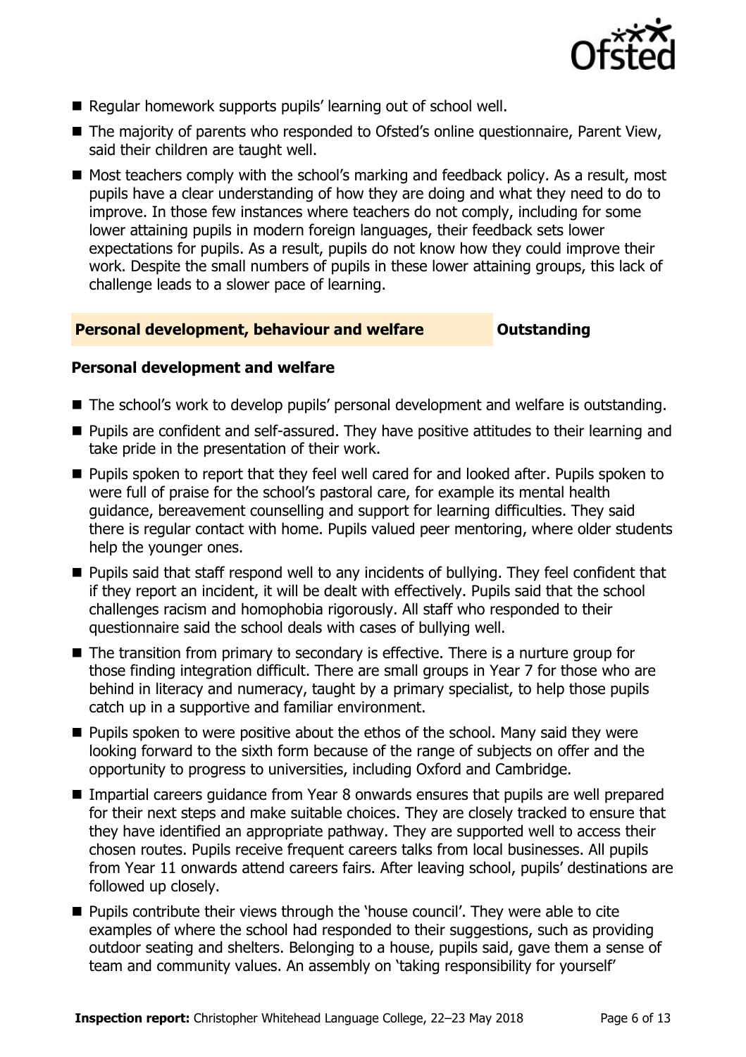- Regular homework supports pupils' learning out of school well.
- The majority of parents who responded to Ofsted's online questionnaire, Parent View, said their children are taught well.
- Most teachers comply with the school's marking and feedback policy. As a result, most pupils have a clear understanding of how they are doing and what they need to do to improve. In those few instances where teachers do not comply, including for some lower attaining pupils in modern foreign languages, their feedback sets lower expectations for pupils. As a result, pupils do not know how they could improve their work. Despite the small numbers of pupils in these lower attaining groups, this lack of challenge leads to a slower pace of learning.

## Personal development, behaviour and welfare — Outstanding

### Personal development and welfare

- The school's work to develop pupils' personal development and welfare is outstanding.
- Pupils are confident and self-assured. They have positive attitudes to their learning and take pride in the presentation of their work.
- Pupils spoken to report that they feel well cared for and looked after. Pupils spoken to were full of praise for the school's pastoral care, for example its mental health guidance, bereavement counselling and support for learning difficulties. They said there is regular contact with home. Pupils valued peer mentoring, where older students help the younger ones.
- Pupils said that staff respond well to any incidents of bullying. They feel confident that if they report an incident, it will be dealt with effectively. Pupils said that the school challenges racism and homophobia rigorously. All staff who responded to their questionnaire said the school deals with cases of bullying well.
- The transition from primary to secondary is effective. There is a nurture group for those finding integration difficult. There are small groups in Year 7 for those who are behind in literacy and numeracy, taught by a primary specialist, to help those pupils catch up in a supportive and familiar environment.
- Pupils spoken to were positive about the ethos of the school. Many said they were looking forward to the sixth form because of the range of subjects on offer and the opportunity to progress to universities, including Oxford and Cambridge.
- Impartial careers guidance from Year 8 onwards ensures that pupils are well prepared for their next steps and make suitable choices. They are closely tracked to ensure that they have identified an appropriate pathway. They are supported well to access their chosen routes. Pupils receive frequent careers talks from local businesses. All pupils from Year 11 onwards attend careers fairs. After leaving school, pupils' destinations are followed up closely.
- Pupils contribute their views through the 'house council'. They were able to cite examples of where the school had responded to their suggestions, such as providing outdoor seating and shelters. Belonging to a house, pupils said, gave them a sense of team and community values. An assembly on 'taking responsibility for yourself'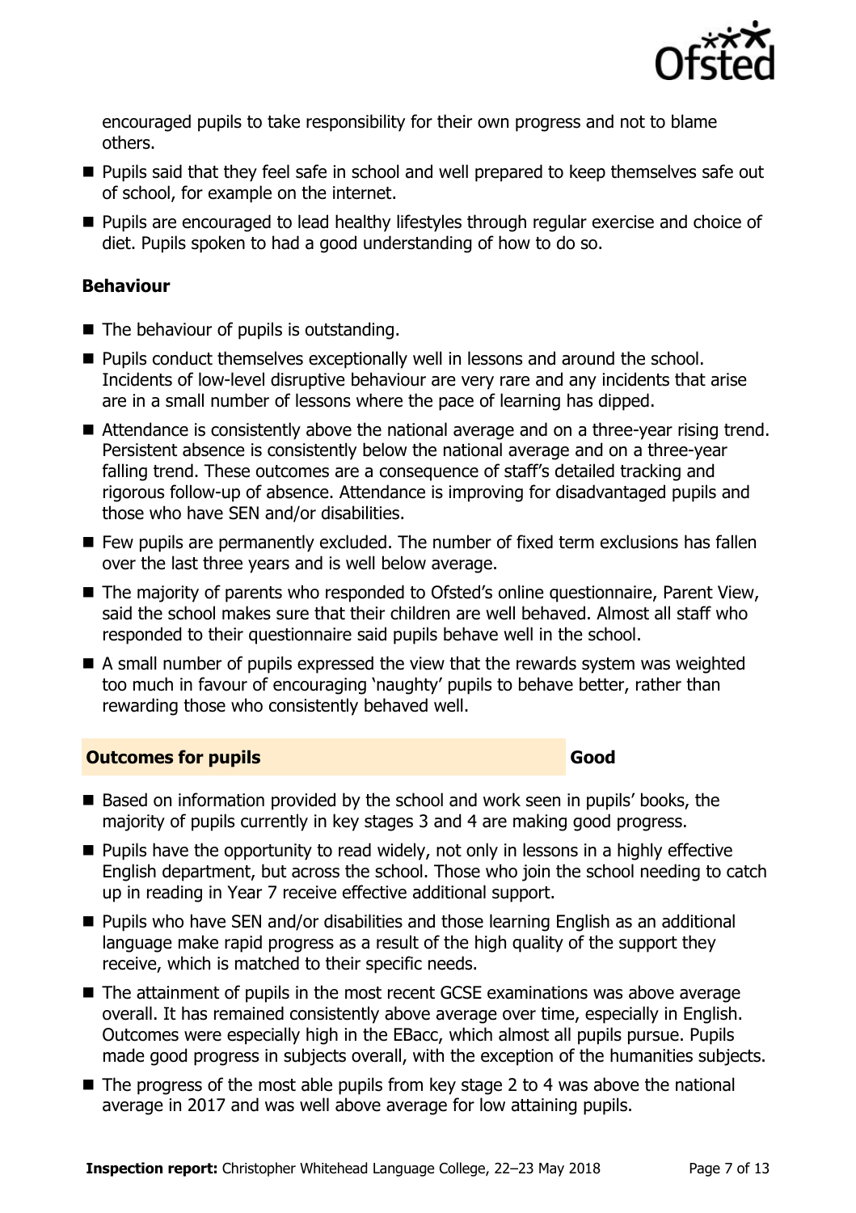encouraged pupils to take responsibility for their own progress and not to blame others.

- Pupils said that they feel safe in school and well prepared to keep themselves safe out of school, for example on the internet.
- Pupils are encouraged to lead healthy lifestyles through regular exercise and choice of diet. Pupils spoken to had a good understanding of how to do so.

### Behaviour

- The behaviour of pupils is outstanding.
- Pupils conduct themselves exceptionally well in lessons and around the school. Incidents of low-level disruptive behaviour are very rare and any incidents that arise are in a small number of lessons where the pace of learning has dipped.
- Attendance is consistently above the national average and on a three-year rising trend. Persistent absence is consistently below the national average and on a three-year falling trend. These outcomes are a consequence of staff's detailed tracking and rigorous follow-up of absence. Attendance is improving for disadvantaged pupils and those who have SEN and/or disabilities.
- Few pupils are permanently excluded. The number of fixed term exclusions has fallen over the last three years and is well below average.
- The majority of parents who responded to Ofsted's online questionnaire, Parent View, said the school makes sure that their children are well behaved. Almost all staff who responded to their questionnaire said pupils behave well in the school.
- A small number of pupils expressed the view that the rewards system was weighted too much in favour of encouraging 'naughty' pupils to behave better, rather than rewarding those who consistently behaved well.

## Outcomes for pupils — Good

- Based on information provided by the school and work seen in pupils' books, the majority of pupils currently in key stages 3 and 4 are making good progress.
- Pupils have the opportunity to read widely, not only in lessons in a highly effective English department, but across the school. Those who join the school needing to catch up in reading in Year 7 receive effective additional support.
- Pupils who have SEN and/or disabilities and those learning English as an additional language make rapid progress as a result of the high quality of the support they receive, which is matched to their specific needs.
- The attainment of pupils in the most recent GCSE examinations was above average overall. It has remained consistently above average over time, especially in English. Outcomes were especially high in the EBacc, which almost all pupils pursue. Pupils made good progress in subjects overall, with the exception of the humanities subjects.
- The progress of the most able pupils from key stage 2 to 4 was above the national average in 2017 and was well above average for low attaining pupils.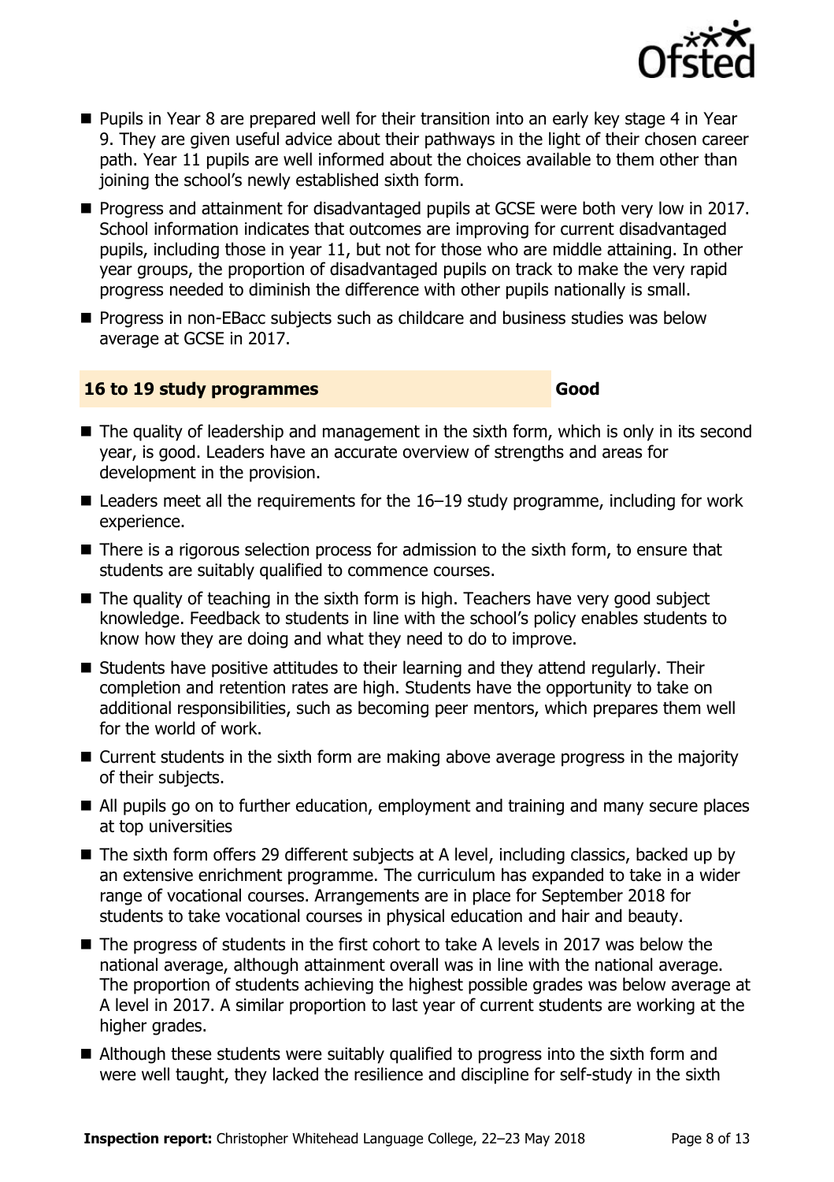- Pupils in Year 8 are prepared well for their transition into an early key stage 4 in Year 9. They are given useful advice about their pathways in the light of their chosen career path. Year 11 pupils are well informed about the choices available to them other than joining the school's newly established sixth form.
- Progress and attainment for disadvantaged pupils at GCSE were both very low in 2017. School information indicates that outcomes are improving for current disadvantaged pupils, including those in year 11, but not for those who are middle attaining. In other year groups, the proportion of disadvantaged pupils on track to make the very rapid progress needed to diminish the difference with other pupils nationally is small.
- Progress in non-EBacc subjects such as childcare and business studies was below average at GCSE in 2017.

## 16 to 19 study programmes — Good

- The quality of leadership and management in the sixth form, which is only in its second year, is good. Leaders have an accurate overview of strengths and areas for development in the provision.
- Leaders meet all the requirements for the 16–19 study programme, including for work experience.
- There is a rigorous selection process for admission to the sixth form, to ensure that students are suitably qualified to commence courses.
- The quality of teaching in the sixth form is high. Teachers have very good subject knowledge. Feedback to students in line with the school's policy enables students to know how they are doing and what they need to do to improve.
- Students have positive attitudes to their learning and they attend regularly. Their completion and retention rates are high. Students have the opportunity to take on additional responsibilities, such as becoming peer mentors, which prepares them well for the world of work.
- Current students in the sixth form are making above average progress in the majority of their subjects.
- All pupils go on to further education, employment and training and many secure places at top universities
- The sixth form offers 29 different subjects at A level, including classics, backed up by an extensive enrichment programme. The curriculum has expanded to take in a wider range of vocational courses. Arrangements are in place for September 2018 for students to take vocational courses in physical education and hair and beauty.
- The progress of students in the first cohort to take A levels in 2017 was below the national average, although attainment overall was in line with the national average. The proportion of students achieving the highest possible grades was below average at A level in 2017. A similar proportion to last year of current students are working at the higher grades.
- Although these students were suitably qualified to progress into the sixth form and were well taught, they lacked the resilience and discipline for self-study in the sixth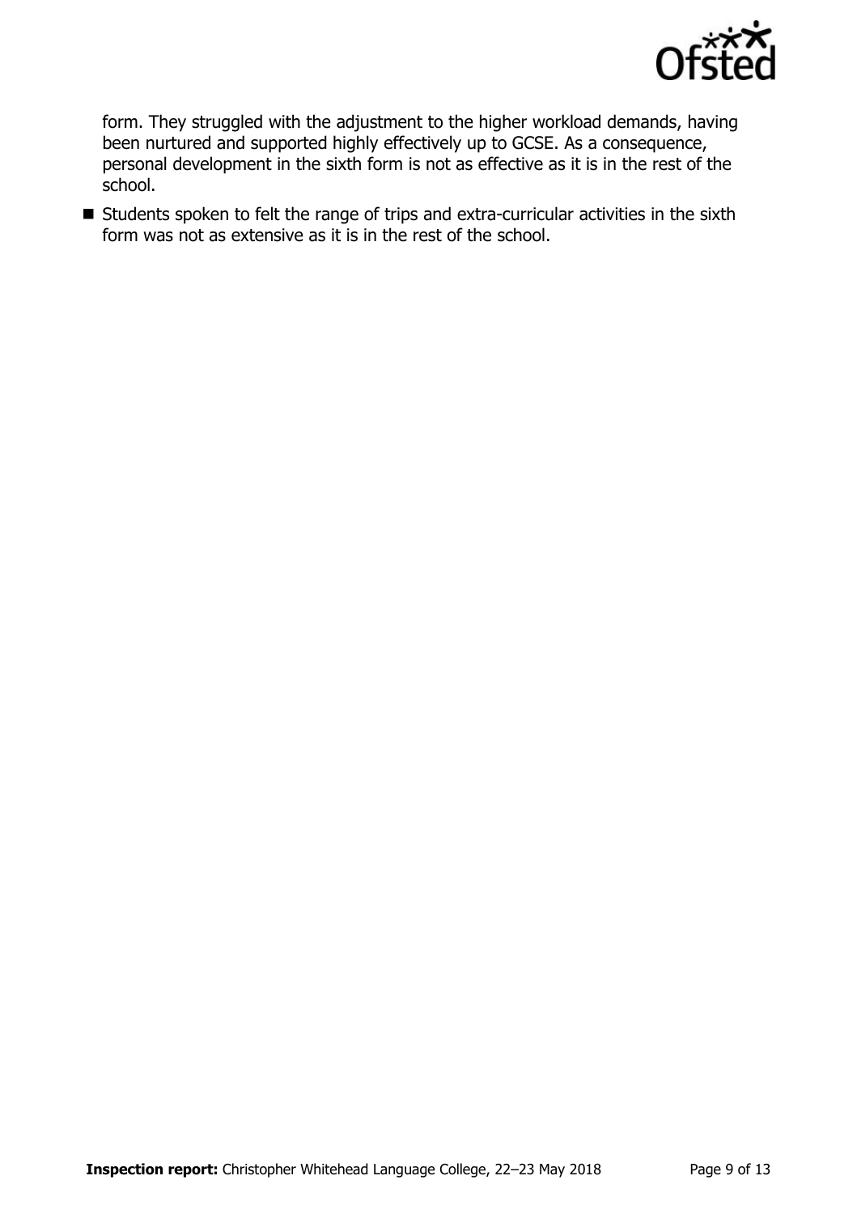form. They struggled with the adjustment to the higher workload demands, having been nurtured and supported highly effectively up to GCSE. As a consequence, personal development in the sixth form is not as effective as it is in the rest of the school.

- Students spoken to felt the range of trips and extra-curricular activities in the sixth form was not as extensive as it is in the rest of the school.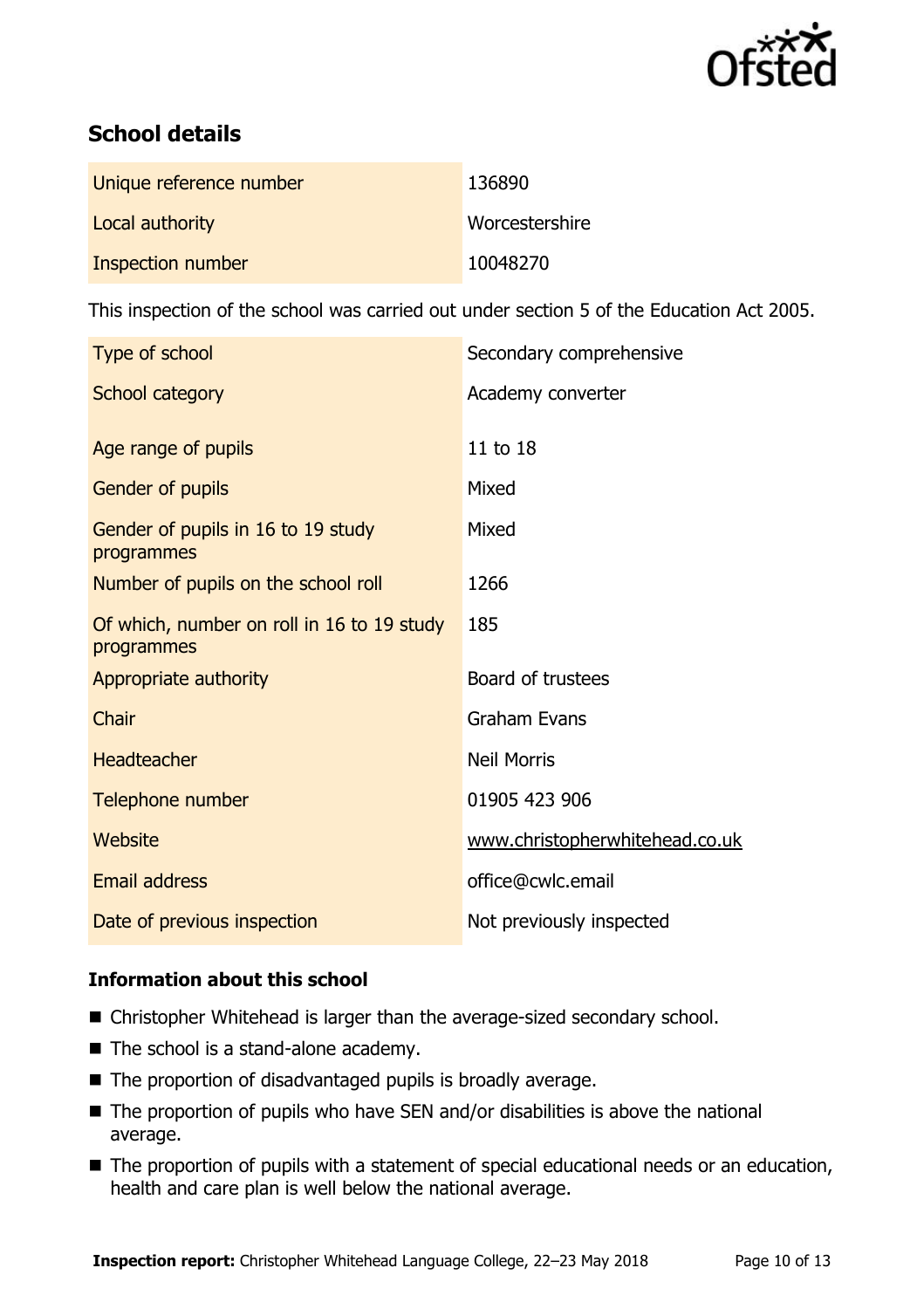## School details

| | |
|---|---|
| Unique reference number | 136890 |
| Local authority | Worcestershire |
| Inspection number | 10048270 |

This inspection of the school was carried out under section 5 of the Education Act 2005.

| | |
|---|---|
| Type of school | Secondary comprehensive |
| School category | Academy converter |
| Age range of pupils | 11 to 18 |
| Gender of pupils | Mixed |
| Gender of pupils in 16 to 19 study programmes | Mixed |
| Number of pupils on the school roll | 1266 |
| Of which, number on roll in 16 to 19 study programmes | 185 |
| Appropriate authority | Board of trustees |
| Chair | Graham Evans |
| Headteacher | Neil Morris |
| Telephone number | 01905 423 906 |
| Website | www.christopherwhitehead.co.uk |
| Email address | office@cwlc.email |
| Date of previous inspection | Not previously inspected |

### Information about this school

- Christopher Whitehead is larger than the average-sized secondary school.
- The school is a stand-alone academy.
- The proportion of disadvantaged pupils is broadly average.
- The proportion of pupils who have SEN and/or disabilities is above the national average.
- The proportion of pupils with a statement of special educational needs or an education, health and care plan is well below the national average.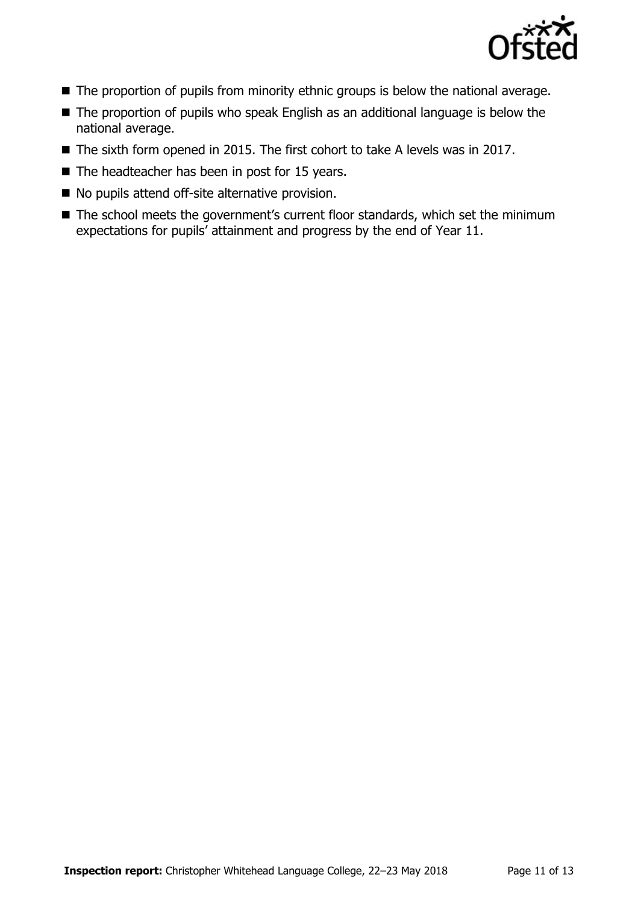- The proportion of pupils from minority ethnic groups is below the national average.
- The proportion of pupils who speak English as an additional language is below the national average.
- The sixth form opened in 2015. The first cohort to take A levels was in 2017.
- The headteacher has been in post for 15 years.
- No pupils attend off-site alternative provision.
- The school meets the government's current floor standards, which set the minimum expectations for pupils' attainment and progress by the end of Year 11.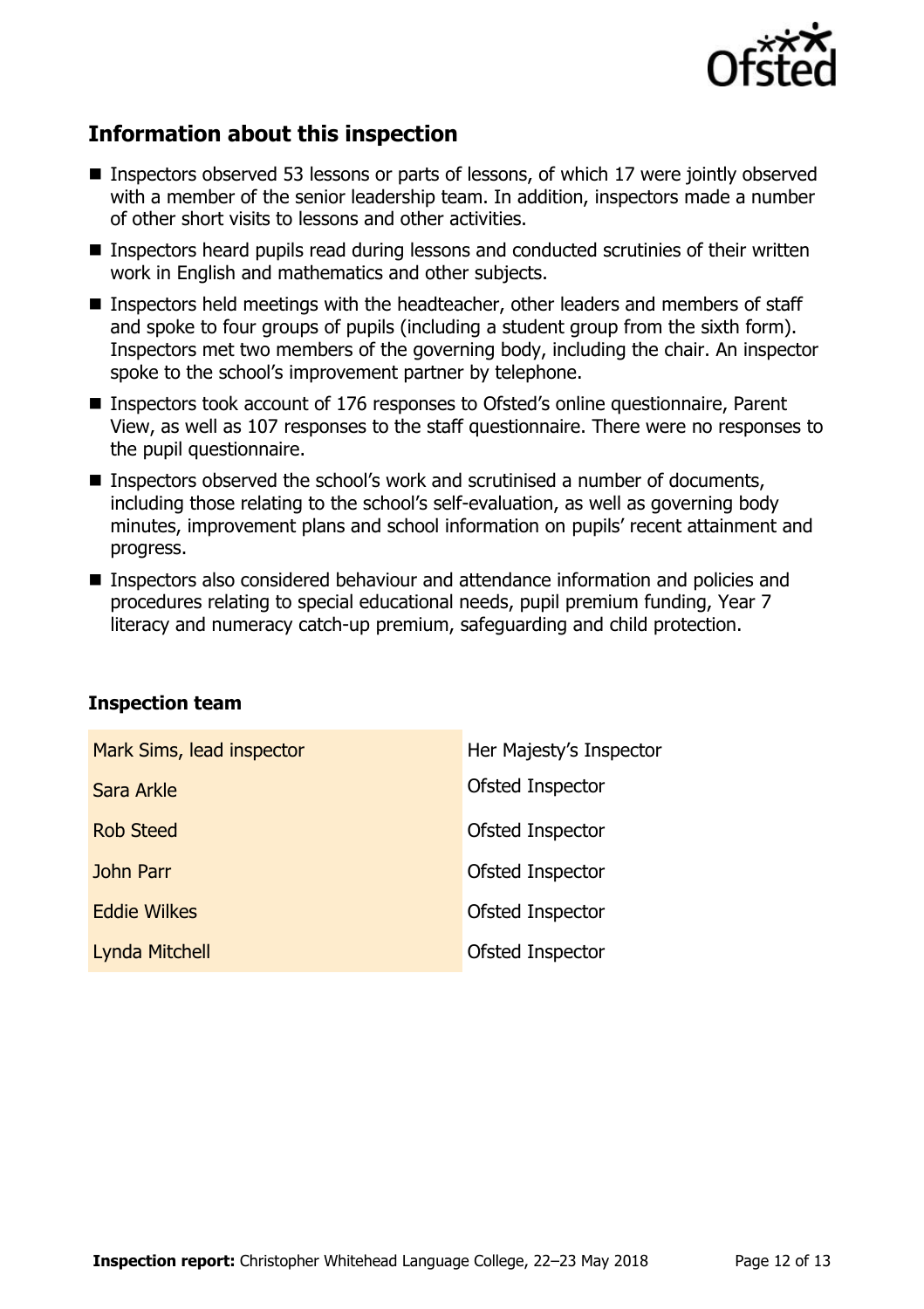## Information about this inspection

- Inspectors observed 53 lessons or parts of lessons, of which 17 were jointly observed with a member of the senior leadership team. In addition, inspectors made a number of other short visits to lessons and other activities.
- Inspectors heard pupils read during lessons and conducted scrutinies of their written work in English and mathematics and other subjects.
- Inspectors held meetings with the headteacher, other leaders and members of staff and spoke to four groups of pupils (including a student group from the sixth form). Inspectors met two members of the governing body, including the chair. An inspector spoke to the school's improvement partner by telephone.
- Inspectors took account of 176 responses to Ofsted's online questionnaire, Parent View, as well as 107 responses to the staff questionnaire. There were no responses to the pupil questionnaire.
- Inspectors observed the school's work and scrutinised a number of documents, including those relating to the school's self-evaluation, as well as governing body minutes, improvement plans and school information on pupils' recent attainment and progress.
- Inspectors also considered behaviour and attendance information and policies and procedures relating to special educational needs, pupil premium funding, Year 7 literacy and numeracy catch-up premium, safeguarding and child protection.

### Inspection team

| | |
|---|---|
| Mark Sims, lead inspector | Her Majesty's Inspector |
| Sara Arkle | Ofsted Inspector |
| Rob Steed | Ofsted Inspector |
| John Parr | Ofsted Inspector |
| Eddie Wilkes | Ofsted Inspector |
| Lynda Mitchell | Ofsted Inspector |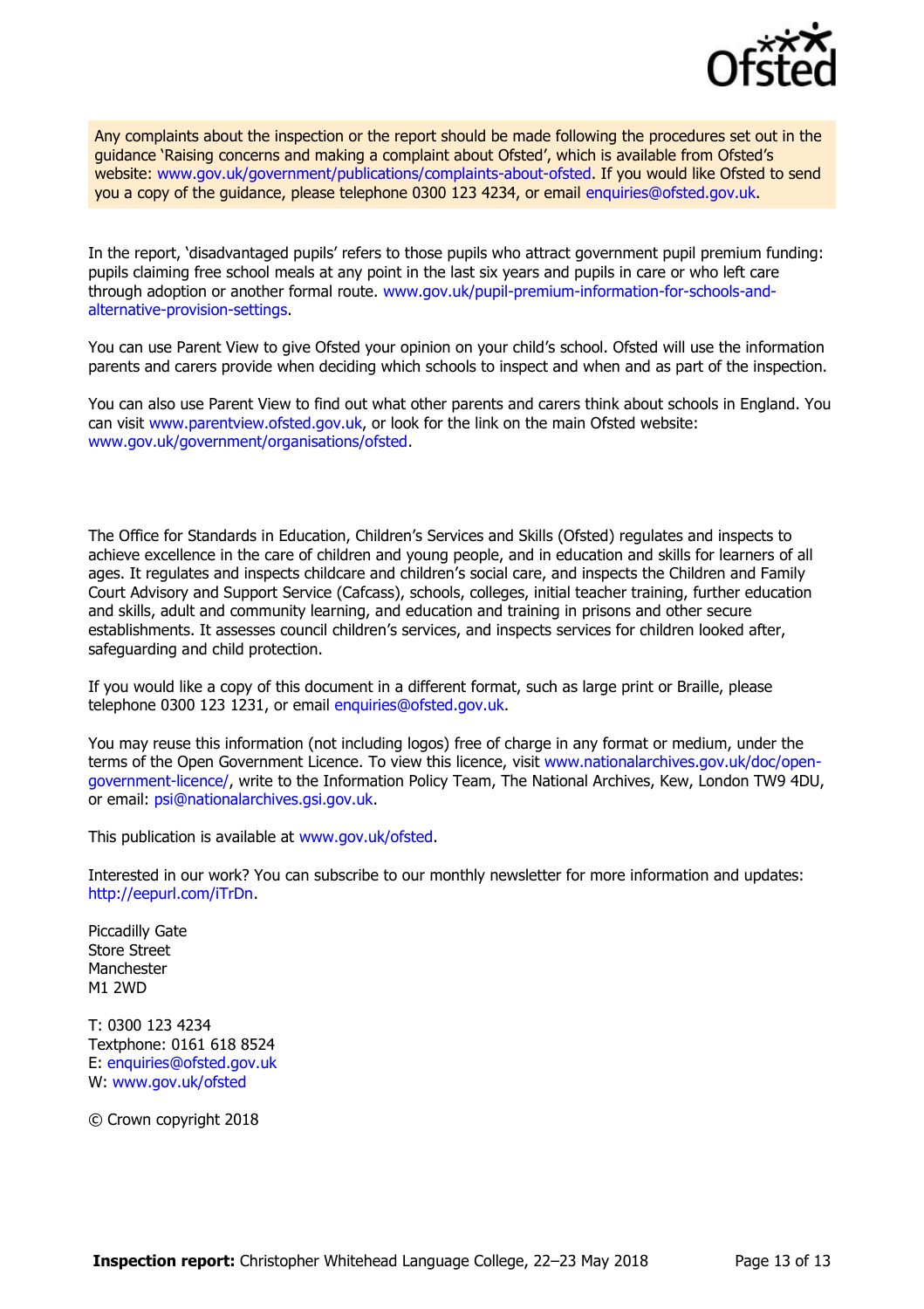Any complaints about the inspection or the report should be made following the procedures set out in the guidance 'Raising concerns and making a complaint about Ofsted', which is available from Ofsted's website: www.gov.uk/government/publications/complaints-about-ofsted. If you would like Ofsted to send you a copy of the guidance, please telephone 0300 123 4234, or email enquiries@ofsted.gov.uk.

In the report, 'disadvantaged pupils' refers to those pupils who attract government pupil premium funding: pupils claiming free school meals at any point in the last six years and pupils in care or who left care through adoption or another formal route. www.gov.uk/pupil-premium-information-for-schools-and-alternative-provision-settings.

You can use Parent View to give Ofsted your opinion on your child's school. Ofsted will use the information parents and carers provide when deciding which schools to inspect and when and as part of the inspection.

You can also use Parent View to find out what other parents and carers think about schools in England. You can visit www.parentview.ofsted.gov.uk, or look for the link on the main Ofsted website: www.gov.uk/government/organisations/ofsted.

The Office for Standards in Education, Children's Services and Skills (Ofsted) regulates and inspects to achieve excellence in the care of children and young people, and in education and skills for learners of all ages. It regulates and inspects childcare and children's social care, and inspects the Children and Family Court Advisory and Support Service (Cafcass), schools, colleges, initial teacher training, further education and skills, adult and community learning, and education and training in prisons and other secure establishments. It assesses council children's services, and inspects services for children looked after, safeguarding and child protection.

If you would like a copy of this document in a different format, such as large print or Braille, please telephone 0300 123 1231, or email enquiries@ofsted.gov.uk.

You may reuse this information (not including logos) free of charge in any format or medium, under the terms of the Open Government Licence. To view this licence, visit www.nationalarchives.gov.uk/doc/open-government-licence/, write to the Information Policy Team, The National Archives, Kew, London TW9 4DU, or email: psi@nationalarchives.gsi.gov.uk.

This publication is available at www.gov.uk/ofsted.

Interested in our work? You can subscribe to our monthly newsletter for more information and updates: http://eepurl.com/iTrDn.

Piccadilly Gate  
Store Street  
Manchester  
M1 2WD

T: 0300 123 4234  
Textphone: 0161 618 8524  
E: enquiries@ofsted.gov.uk  
W: www.gov.uk/ofsted

© Crown copyright 2018